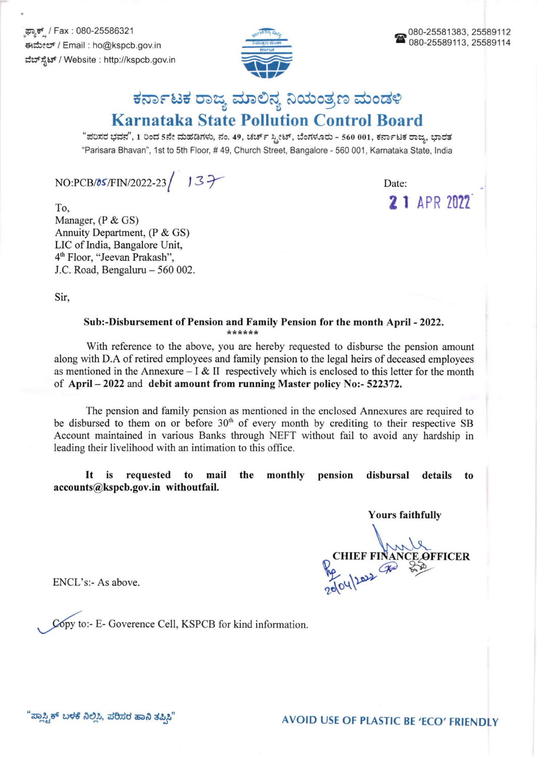ಫ್ಯಾಕ್ಸ್ / Fax : 080-25586321
ಈಮೇಲ್ / Email : ho@kspcb.gov.in
ವೆಬ್‌ಸೈಟ್ / Website : http://kspcb.gov.in

080-25581383, 25589112
080-25589113, 25589114

# ಕರ್ನಾಟಕ ರಾಜ್ಯ ಮಾಲಿನ್ಯ ನಿಯಂತ್ರಣ ಮಂಡಳಿ
# Karnataka State Pollution Control Board

"ಪರಿಸರ ಭವನ", 1 ರಿಂದ 5ನೇ ಮಹಡಿಗಳು, ನಂ. 49, ಚರ್ಚ್ ಸ್ಟ್ರೀಟ್, ಬೆಂಗಳೂರು - 560 001, ಕರ್ನಾಟಕ ರಾಜ್ಯ, ಭಾರತ
"Parisara Bhavan", 1st to 5th Floor, # 49, Church Street, Bangalore - 560 001, Karnataka State, India

NO:PCB/05/FIN/2022-23/ 137

Date: 21 APR 2022

To,
Manager, (P & GS)
Annuity Department, (P & GS)
LIC of India, Bangalore Unit,
4th Floor, "Jeevan Prakash",
J.C. Road, Bengaluru – 560 002.

Sir,

**Sub:-Disbursement of Pension and Family Pension for the month April - 2022.**

******

With reference to the above, you are hereby requested to disburse the pension amount along with D.A of retired employees and family pension to the legal heirs of deceased employees as mentioned in the Annexure – I & II respectively which is enclosed to this letter for the month of **April – 2022** and **debit amount from running Master policy No:- 522372.**

The pension and family pension as mentioned in the enclosed Annexures are required to be disbursed to them on or before 30th of every month by crediting to their respective SB Account maintained in various Banks through NEFT without fail to avoid any hardship in leading their livelihood with an intimation to this office.

**It is requested to mail the monthly pension disbursal details to accounts@kspcb.gov.in withoutfail.**

**Yours faithfully**

**CHIEF FINANCE OFFICER**

20/04/2022

ENCL's:- As above.

Copy to:- E- Goverence Cell, KSPCB for kind information.

"ಪ್ಲಾಸ್ಟಿಕ್ ಬಳಕೆ ನಿಲ್ಲಿಸಿ, ಪರಿಸರ ಹಾನಿ ತಪ್ಪಿಸಿ"

AVOID USE OF PLASTIC BE 'ECO' FRIENDLY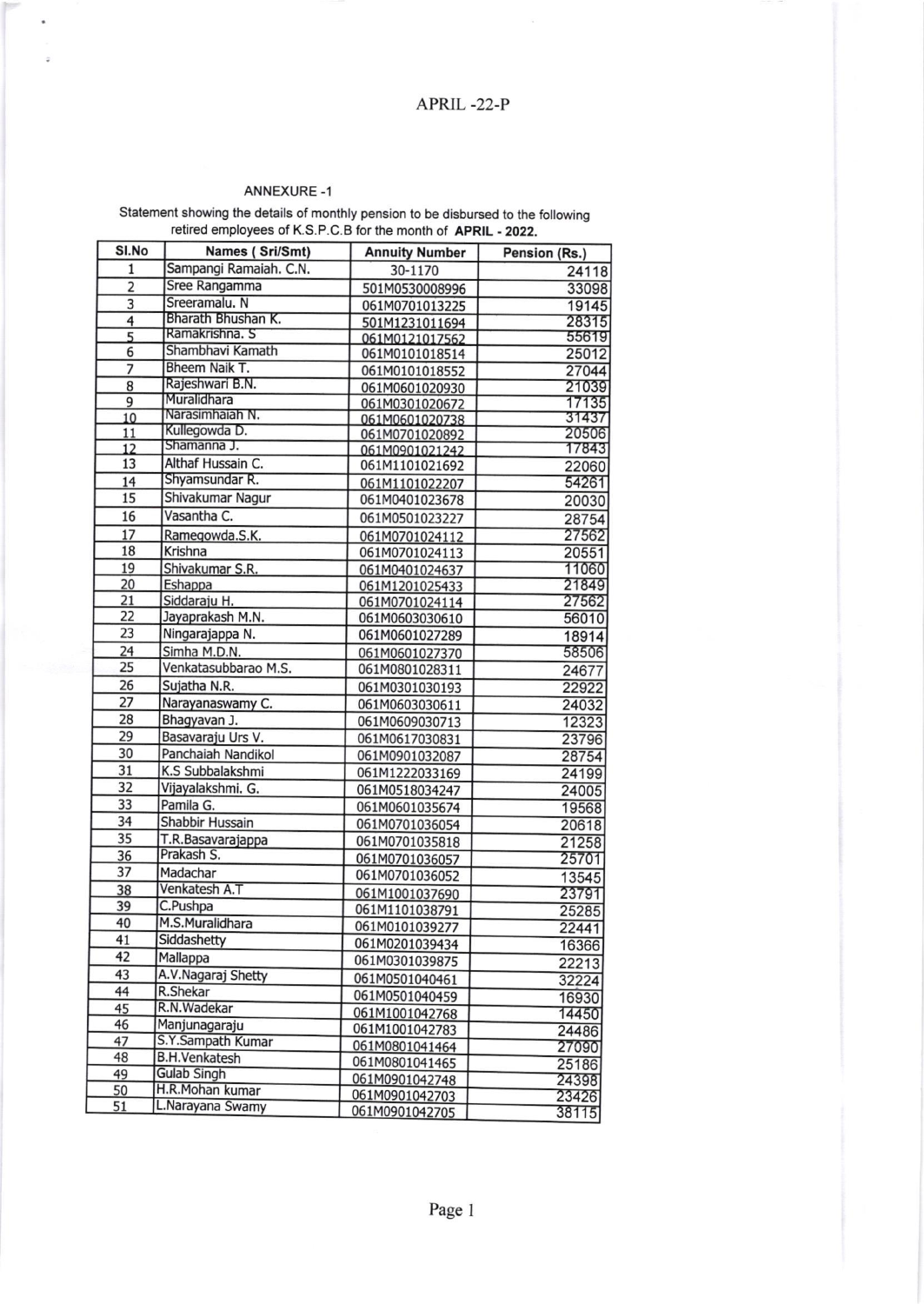APRIL -22-P

ANNEXURE -1

Statement showing the details of monthly pension to be disbursed to the following retired employees of K.S.P.C.B for the month of **APRIL - 2022.**

| Sl.No | Names ( Sri/Smt) | Annuity Number | Pension (Rs.) |
|---|---|---|---|
| 1 | Sampangi Ramaiah. C.N. | 30-1170 | 24118 |
| 2 | Sree Rangamma | 501M0530008996 | 33098 |
| 3 | Sreeramalu. N | 061M0701013225 | 19145 |
| 4 | Bharath Bhushan K. | 501M1231011694 | 28315 |
| 5 | Ramakrishna. S | 061M0121017562 | 55619 |
| 6 | Shambhavi Kamath | 061M0101018514 | 25012 |
| 7 | Bheem Naik T. | 061M0101018552 | 27044 |
| 8 | Rajeshwari B.N. | 061M0601020930 | 21039 |
| 9 | Muralidhara | 061M0301020672 | 17135 |
| 10 | Narasimhaiah N. | 061M0601020738 | 31437 |
| 11 | Kullegowda D. | 061M0701020892 | 20506 |
| 12 | Shamanna J. | 061M0901021242 | 17843 |
| 13 | Althaf Hussain C. | 061M1101021692 | 22060 |
| 14 | Shyamsundar R. | 061M1101022207 | 54261 |
| 15 | Shivakumar Nagur | 061M0401023678 | 20030 |
| 16 | Vasantha C. | 061M0501023227 | 28754 |
| 17 | Ramegowda.S.K. | 061M0701024112 | 27562 |
| 18 | Krishna | 061M0701024113 | 20551 |
| 19 | Shivakumar S.R. | 061M0401024637 | 11060 |
| 20 | Eshappa | 061M1201025433 | 21849 |
| 21 | Siddaraju H. | 061M0701024114 | 27562 |
| 22 | Jayaprakash M.N. | 061M0603030610 | 56010 |
| 23 | Ningarajappa N. | 061M0601027289 | 18914 |
| 24 | Simha M.D.N. | 061M0601027370 | 58506 |
| 25 | Venkatasubbarao M.S. | 061M0801028311 | 24677 |
| 26 | Sujatha N.R. | 061M0301030193 | 22922 |
| 27 | Narayanaswamy C. | 061M0603030611 | 24032 |
| 28 | Bhagyavan J. | 061M0609030713 | 12323 |
| 29 | Basavaraju Urs V. | 061M0617030831 | 23796 |
| 30 | Panchaiah Nandikol | 061M0901032087 | 28754 |
| 31 | K.S Subbalakshmi | 061M1222033169 | 24199 |
| 32 | Vijayalakshmi. G. | 061M0518034247 | 24005 |
| 33 | Pamila G. | 061M0601035674 | 19568 |
| 34 | Shabbir Hussain | 061M0701036054 | 20618 |
| 35 | T.R.Basavarajappa | 061M0701035818 | 21258 |
| 36 | Prakash S. | 061M0701036057 | 25701 |
| 37 | Madachar | 061M0701036052 | 13545 |
| 38 | Venkatesh A.T | 061M1001037690 | 23791 |
| 39 | C.Pushpa | 061M1101038791 | 25285 |
| 40 | M.S.Muralidhara | 061M0101039277 | 22441 |
| 41 | Siddashetty | 061M0201039434 | 16366 |
| 42 | Mallappa | 061M0301039875 | 22213 |
| 43 | A.V.Nagaraj Shetty | 061M0501040461 | 32224 |
| 44 | R.Shekar | 061M0501040459 | 16930 |
| 45 | R.N.Wadekar | 061M1001042768 | 14450 |
| 46 | Manjunagaraju | 061M1001042783 | 24486 |
| 47 | S.Y.Sampath Kumar | 061M0801041464 | 27090 |
| 48 | B.H.Venkatesh | 061M0801041465 | 25186 |
| 49 | Gulab Singh | 061M0901042748 | 24398 |
| 50 | H.R.Mohan kumar | 061M0901042703 | 23426 |
| 51 | L.Narayana Swamy | 061M0901042705 | 38115 |